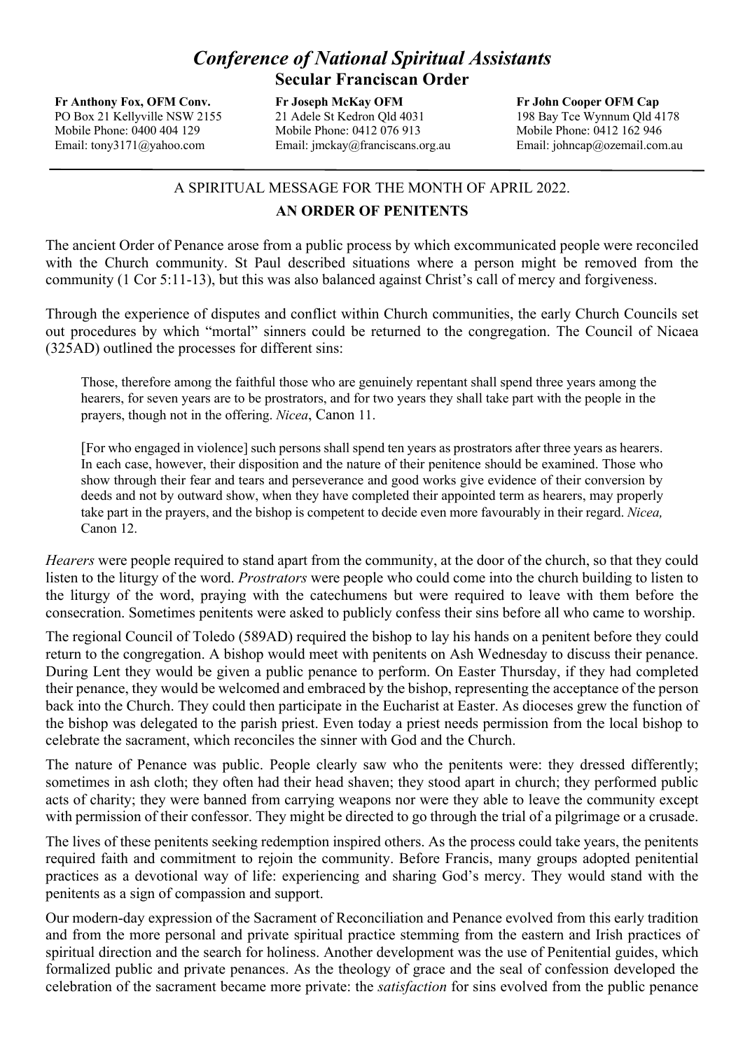# *Conference of National Spiritual Assistants*

## Secular Franciscan Order

**Fr Anthony Fox, OFM Conv.**
PO Box 21 Kellyville NSW 2155
Mobile Phone: 0400 404 129
Email: tony3171@yahoo.com

**Fr Joseph McKay OFM**
21 Adele St Kedron Qld 4031
Mobile Phone: 0412 076 913
Email: jmckay@franciscans.org.au

**Fr John Cooper OFM Cap**
198 Bay Tce Wynnum Qld 4178
Mobile Phone: 0412 162 946
Email: johncap@ozemail.com.au

A SPIRITUAL MESSAGE FOR THE MONTH OF APRIL 2022.

**AN ORDER OF PENITENTS**

The ancient Order of Penance arose from a public process by which excommunicated people were reconciled with the Church community. St Paul described situations where a person might be removed from the community (1 Cor 5:11-13), but this was also balanced against Christ's call of mercy and forgiveness.

Through the experience of disputes and conflict within Church communities, the early Church Councils set out procedures by which "mortal" sinners could be returned to the congregation. The Council of Nicaea (325AD) outlined the processes for different sins:

> Those, therefore among the faithful those who are genuinely repentant shall spend three years among the hearers, for seven years are to be prostrators, and for two years they shall take part with the people in the prayers, though not in the offering. *Nicea*, Canon 11.

> [For who engaged in violence] such persons shall spend ten years as prostrators after three years as hearers. In each case, however, their disposition and the nature of their penitence should be examined. Those who show through their fear and tears and perseverance and good works give evidence of their conversion by deeds and not by outward show, when they have completed their appointed term as hearers, may properly take part in the prayers, and the bishop is competent to decide even more favourably in their regard. *Nicea,* Canon 12.

*Hearers* were people required to stand apart from the community, at the door of the church, so that they could listen to the liturgy of the word. *Prostrators* were people who could come into the church building to listen to the liturgy of the word, praying with the catechumens but were required to leave with them before the consecration. Sometimes penitents were asked to publicly confess their sins before all who came to worship.

The regional Council of Toledo (589AD) required the bishop to lay his hands on a penitent before they could return to the congregation. A bishop would meet with penitents on Ash Wednesday to discuss their penance. During Lent they would be given a public penance to perform. On Easter Thursday, if they had completed their penance, they would be welcomed and embraced by the bishop, representing the acceptance of the person back into the Church. They could then participate in the Eucharist at Easter. As dioceses grew the function of the bishop was delegated to the parish priest. Even today a priest needs permission from the local bishop to celebrate the sacrament, which reconciles the sinner with God and the Church.

The nature of Penance was public. People clearly saw who the penitents were: they dressed differently; sometimes in ash cloth; they often had their head shaven; they stood apart in church; they performed public acts of charity; they were banned from carrying weapons nor were they able to leave the community except with permission of their confessor. They might be directed to go through the trial of a pilgrimage or a crusade.

The lives of these penitents seeking redemption inspired others. As the process could take years, the penitents required faith and commitment to rejoin the community. Before Francis, many groups adopted penitential practices as a devotional way of life: experiencing and sharing God's mercy. They would stand with the penitents as a sign of compassion and support.

Our modern-day expression of the Sacrament of Reconciliation and Penance evolved from this early tradition and from the more personal and private spiritual practice stemming from the eastern and Irish practices of spiritual direction and the search for holiness. Another development was the use of Penitential guides, which formalized public and private penances. As the theology of grace and the seal of confession developed the celebration of the sacrament became more private: the *satisfaction* for sins evolved from the public penance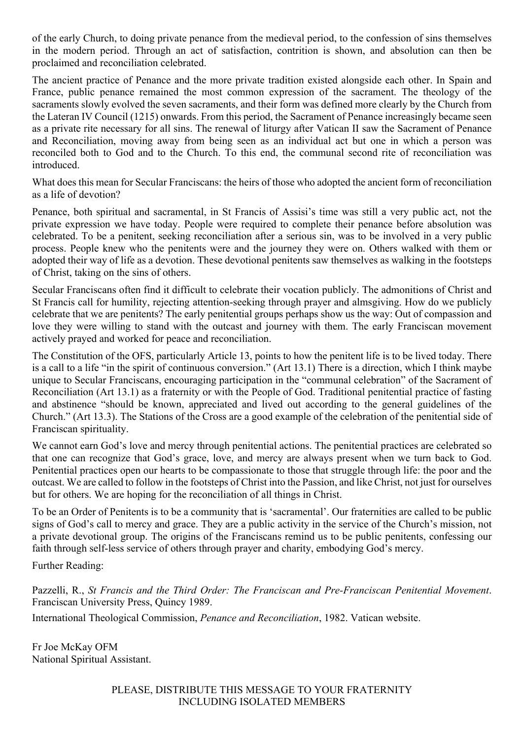of the early Church, to doing private penance from the medieval period, to the confession of sins themselves in the modern period. Through an act of satisfaction, contrition is shown, and absolution can then be proclaimed and reconciliation celebrated.

The ancient practice of Penance and the more private tradition existed alongside each other. In Spain and France, public penance remained the most common expression of the sacrament. The theology of the sacraments slowly evolved the seven sacraments, and their form was defined more clearly by the Church from the Lateran IV Council (1215) onwards. From this period, the Sacrament of Penance increasingly became seen as a private rite necessary for all sins. The renewal of liturgy after Vatican II saw the Sacrament of Penance and Reconciliation, moving away from being seen as an individual act but one in which a person was reconciled both to God and to the Church. To this end, the communal second rite of reconciliation was introduced.

What does this mean for Secular Franciscans: the heirs of those who adopted the ancient form of reconciliation as a life of devotion?

Penance, both spiritual and sacramental, in St Francis of Assisi's time was still a very public act, not the private expression we have today. People were required to complete their penance before absolution was celebrated. To be a penitent, seeking reconciliation after a serious sin, was to be involved in a very public process. People knew who the penitents were and the journey they were on. Others walked with them or adopted their way of life as a devotion. These devotional penitents saw themselves as walking in the footsteps of Christ, taking on the sins of others.

Secular Franciscans often find it difficult to celebrate their vocation publicly. The admonitions of Christ and St Francis call for humility, rejecting attention-seeking through prayer and almsgiving. How do we publicly celebrate that we are penitents? The early penitential groups perhaps show us the way: Out of compassion and love they were willing to stand with the outcast and journey with them. The early Franciscan movement actively prayed and worked for peace and reconciliation.

The Constitution of the OFS, particularly Article 13, points to how the penitent life is to be lived today. There is a call to a life "in the spirit of continuous conversion." (Art 13.1) There is a direction, which I think maybe unique to Secular Franciscans, encouraging participation in the "communal celebration" of the Sacrament of Reconciliation (Art 13.1) as a fraternity or with the People of God. Traditional penitential practice of fasting and abstinence "should be known, appreciated and lived out according to the general guidelines of the Church." (Art 13.3). The Stations of the Cross are a good example of the celebration of the penitential side of Franciscan spirituality.

We cannot earn God's love and mercy through penitential actions. The penitential practices are celebrated so that one can recognize that God's grace, love, and mercy are always present when we turn back to God. Penitential practices open our hearts to be compassionate to those that struggle through life: the poor and the outcast. We are called to follow in the footsteps of Christ into the Passion, and like Christ, not just for ourselves but for others. We are hoping for the reconciliation of all things in Christ.

To be an Order of Penitents is to be a community that is 'sacramental'. Our fraternities are called to be public signs of God's call to mercy and grace. They are a public activity in the service of the Church's mission, not a private devotional group. The origins of the Franciscans remind us to be public penitents, confessing our faith through self-less service of others through prayer and charity, embodying God's mercy.

Further Reading:

Pazzelli, R., *St Francis and the Third Order: The Franciscan and Pre-Franciscan Penitential Movement*. Franciscan University Press, Quincy 1989.

International Theological Commission, *Penance and Reconciliation*, 1982. Vatican website.

Fr Joe McKay OFM
National Spiritual Assistant.

PLEASE, DISTRIBUTE THIS MESSAGE TO YOUR FRATERNITY INCLUDING ISOLATED MEMBERS